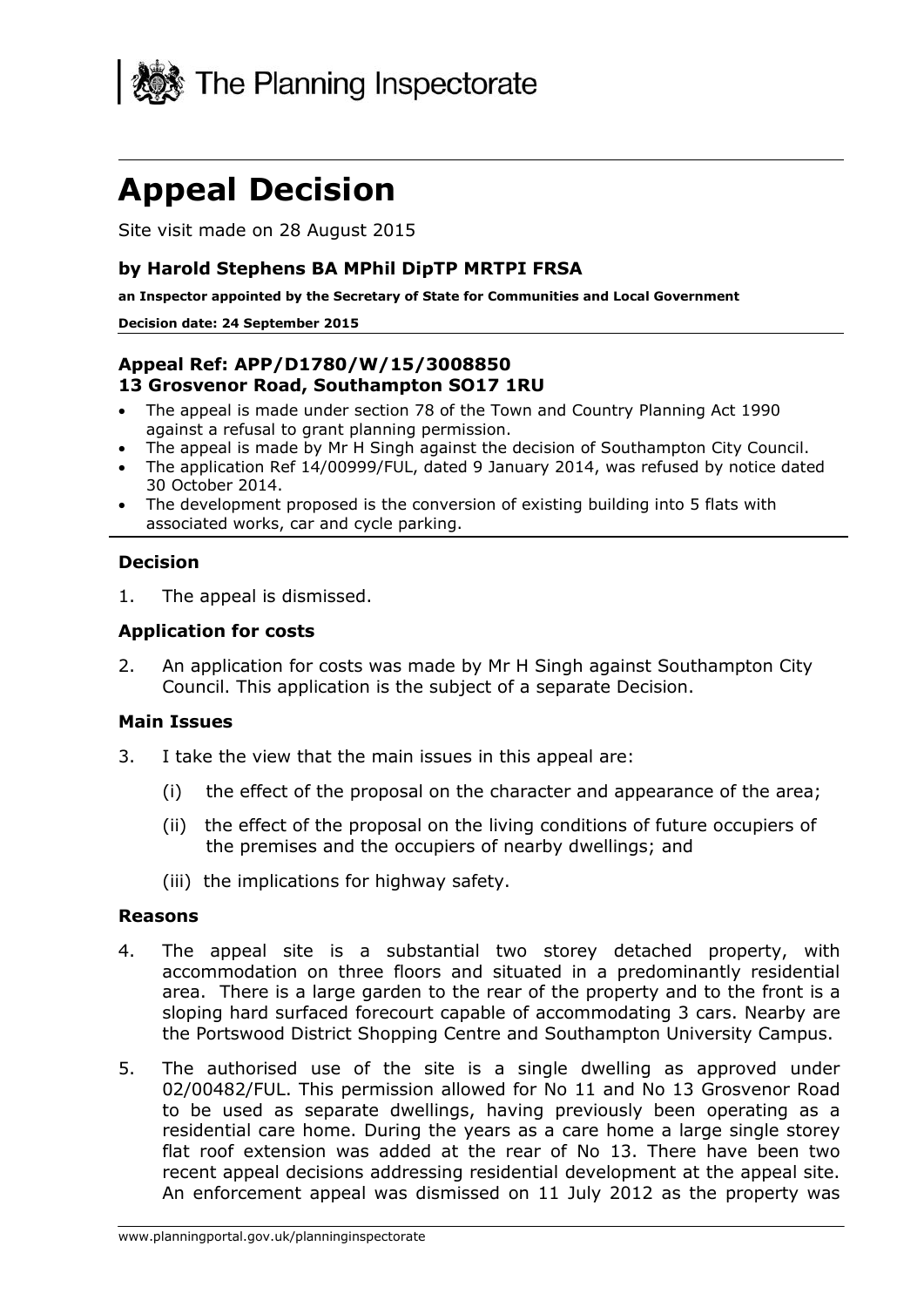The Planning Inspectorate

# Appeal Decision

Site visit made on 28 August 2015

**by Harold Stephens BA MPhil DipTP MRTPI FRSA**

**an Inspector appointed by the Secretary of State for Communities and Local Government**

**Decision date: 24 September 2015**

**Appeal Ref: APP/D1780/W/15/3008850**
**13 Grosvenor Road, Southampton SO17 1RU**

- The appeal is made under section 78 of the Town and Country Planning Act 1990 against a refusal to grant planning permission.
- The appeal is made by Mr H Singh against the decision of Southampton City Council.
- The application Ref 14/00999/FUL, dated 9 January 2014, was refused by notice dated 30 October 2014.
- The development proposed is the conversion of existing building into 5 flats with associated works, car and cycle parking.

### Decision

1. The appeal is dismissed.

### Application for costs

2. An application for costs was made by Mr H Singh against Southampton City Council. This application is the subject of a separate Decision.

### Main Issues

3. I take the view that the main issues in this appeal are:

   (i) the effect of the proposal on the character and appearance of the area;

   (ii) the effect of the proposal on the living conditions of future occupiers of the premises and the occupiers of nearby dwellings; and

   (iii) the implications for highway safety.

### Reasons

4. The appeal site is a substantial two storey detached property, with accommodation on three floors and situated in a predominantly residential area. There is a large garden to the rear of the property and to the front is a sloping hard surfaced forecourt capable of accommodating 3 cars. Nearby are the Portswood District Shopping Centre and Southampton University Campus.

5. The authorised use of the site is a single dwelling as approved under 02/00482/FUL. This permission allowed for No 11 and No 13 Grosvenor Road to be used as separate dwellings, having previously been operating as a residential care home. During the years as a care home a large single storey flat roof extension was added at the rear of No 13. There have been two recent appeal decisions addressing residential development at the appeal site. An enforcement appeal was dismissed on 11 July 2012 as the property was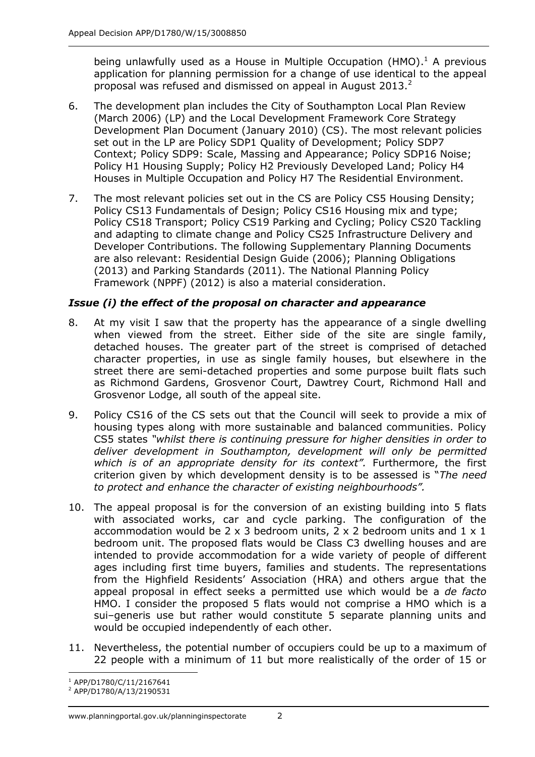being unlawfully used as a House in Multiple Occupation (HMO).[1] A previous application for planning permission for a change of use identical to the appeal proposal was refused and dismissed on appeal in August 2013.[2]

6. The development plan includes the City of Southampton Local Plan Review (March 2006) (LP) and the Local Development Framework Core Strategy Development Plan Document (January 2010) (CS). The most relevant policies set out in the LP are Policy SDP1 Quality of Development; Policy SDP7 Context; Policy SDP9: Scale, Massing and Appearance; Policy SDP16 Noise; Policy H1 Housing Supply; Policy H2 Previously Developed Land; Policy H4 Houses in Multiple Occupation and Policy H7 The Residential Environment.

7. The most relevant policies set out in the CS are Policy CS5 Housing Density; Policy CS13 Fundamentals of Design; Policy CS16 Housing mix and type; Policy CS18 Transport; Policy CS19 Parking and Cycling; Policy CS20 Tackling and adapting to climate change and Policy CS25 Infrastructure Delivery and Developer Contributions. The following Supplementary Planning Documents are also relevant: Residential Design Guide (2006); Planning Obligations (2013) and Parking Standards (2011). The National Planning Policy Framework (NPPF) (2012) is also a material consideration.

### *Issue (i) the effect of the proposal on character and appearance*

8. At my visit I saw that the property has the appearance of a single dwelling when viewed from the street. Either side of the site are single family, detached houses. The greater part of the street is comprised of detached character properties, in use as single family houses, but elsewhere in the street there are semi-detached properties and some purpose built flats such as Richmond Gardens, Grosvenor Court, Dawtrey Court, Richmond Hall and Grosvenor Lodge, all south of the appeal site.

9. Policy CS16 of the CS sets out that the Council will seek to provide a mix of housing types along with more sustainable and balanced communities. Policy CS5 states *"whilst there is continuing pressure for higher densities in order to deliver development in Southampton, development will only be permitted which is of an appropriate density for its context".* Furthermore, the first criterion given by which development density is to be assessed is "*The need to protect and enhance the character of existing neighbourhoods".*

10. The appeal proposal is for the conversion of an existing building into 5 flats with associated works, car and cycle parking. The configuration of the accommodation would be 2 x 3 bedroom units, 2 x 2 bedroom units and 1 x 1 bedroom unit. The proposed flats would be Class C3 dwelling houses and are intended to provide accommodation for a wide variety of people of different ages including first time buyers, families and students. The representations from the Highfield Residents' Association (HRA) and others argue that the appeal proposal in effect seeks a permitted use which would be a *de facto* HMO. I consider the proposed 5 flats would not comprise a HMO which is a sui–generis use but rather would constitute 5 separate planning units and would be occupied independently of each other.

11. Nevertheless, the potential number of occupiers could be up to a maximum of 22 people with a minimum of 11 but more realistically of the order of 15 or

[1] APP/D1780/C/11/2167641

[2] APP/D1780/A/13/2190531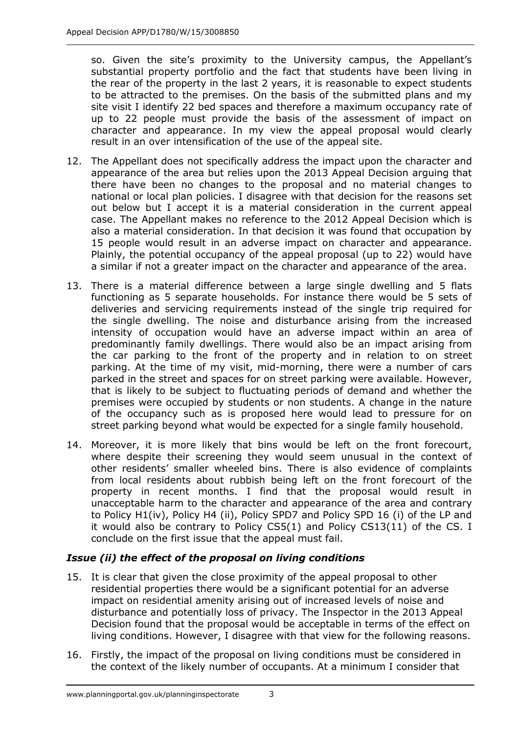so. Given the site's proximity to the University campus, the Appellant's substantial property portfolio and the fact that students have been living in the rear of the property in the last 2 years, it is reasonable to expect students to be attracted to the premises. On the basis of the submitted plans and my site visit I identify 22 bed spaces and therefore a maximum occupancy rate of up to 22 people must provide the basis of the assessment of impact on character and appearance. In my view the appeal proposal would clearly result in an over intensification of the use of the appeal site.

12. The Appellant does not specifically address the impact upon the character and appearance of the area but relies upon the 2013 Appeal Decision arguing that there have been no changes to the proposal and no material changes to national or local plan policies. I disagree with that decision for the reasons set out below but I accept it is a material consideration in the current appeal case. The Appellant makes no reference to the 2012 Appeal Decision which is also a material consideration. In that decision it was found that occupation by 15 people would result in an adverse impact on character and appearance. Plainly, the potential occupancy of the appeal proposal (up to 22) would have a similar if not a greater impact on the character and appearance of the area.

13. There is a material difference between a large single dwelling and 5 flats functioning as 5 separate households. For instance there would be 5 sets of deliveries and servicing requirements instead of the single trip required for the single dwelling. The noise and disturbance arising from the increased intensity of occupation would have an adverse impact within an area of predominantly family dwellings. There would also be an impact arising from the car parking to the front of the property and in relation to on street parking. At the time of my visit, mid-morning, there were a number of cars parked in the street and spaces for on street parking were available. However, that is likely to be subject to fluctuating periods of demand and whether the premises were occupied by students or non students. A change in the nature of the occupancy such as is proposed here would lead to pressure for on street parking beyond what would be expected for a single family household.

14. Moreover, it is more likely that bins would be left on the front forecourt, where despite their screening they would seem unusual in the context of other residents' smaller wheeled bins. There is also evidence of complaints from local residents about rubbish being left on the front forecourt of the property in recent months. I find that the proposal would result in unacceptable harm to the character and appearance of the area and contrary to Policy H1(iv), Policy H4 (ii), Policy SPD7 and Policy SPD 16 (i) of the LP and it would also be contrary to Policy CS5(1) and Policy CS13(11) of the CS. I conclude on the first issue that the appeal must fail.

### *Issue (ii) the effect of the proposal on living conditions*

15. It is clear that given the close proximity of the appeal proposal to other residential properties there would be a significant potential for an adverse impact on residential amenity arising out of increased levels of noise and disturbance and potentially loss of privacy. The Inspector in the 2013 Appeal Decision found that the proposal would be acceptable in terms of the effect on living conditions. However, I disagree with that view for the following reasons.

16. Firstly, the impact of the proposal on living conditions must be considered in the context of the likely number of occupants. At a minimum I consider that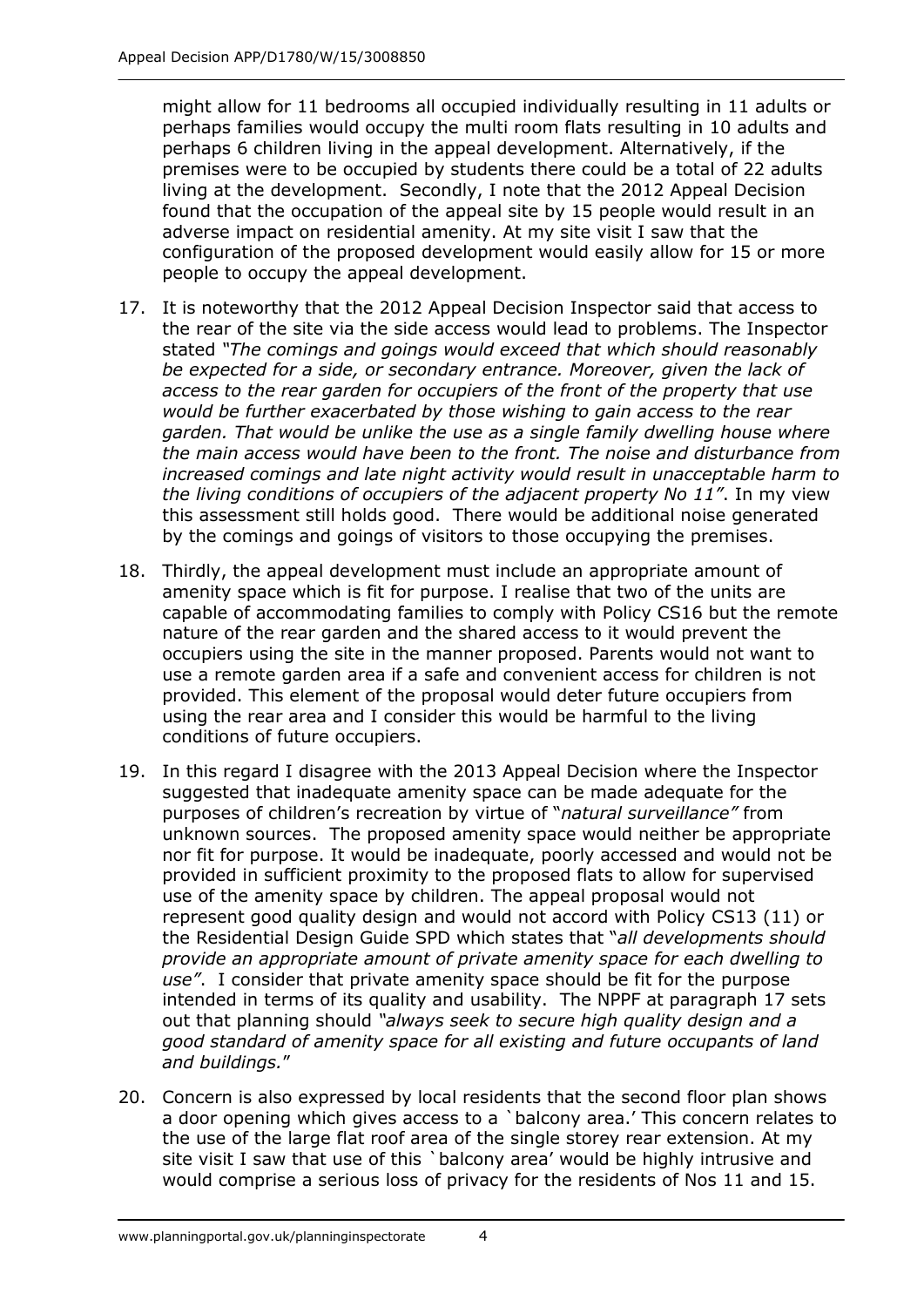might allow for 11 bedrooms all occupied individually resulting in 11 adults or perhaps families would occupy the multi room flats resulting in 10 adults and perhaps 6 children living in the appeal development. Alternatively, if the premises were to be occupied by students there could be a total of 22 adults living at the development. Secondly, I note that the 2012 Appeal Decision found that the occupation of the appeal site by 15 people would result in an adverse impact on residential amenity. At my site visit I saw that the configuration of the proposed development would easily allow for 15 or more people to occupy the appeal development.

17. It is noteworthy that the 2012 Appeal Decision Inspector said that access to the rear of the site via the side access would lead to problems. The Inspector stated *"The comings and goings would exceed that which should reasonably be expected for a side, or secondary entrance. Moreover, given the lack of access to the rear garden for occupiers of the front of the property that use would be further exacerbated by those wishing to gain access to the rear garden. That would be unlike the use as a single family dwelling house where the main access would have been to the front. The noise and disturbance from increased comings and late night activity would result in unacceptable harm to the living conditions of occupiers of the adjacent property No 11"*. In my view this assessment still holds good. There would be additional noise generated by the comings and goings of visitors to those occupying the premises.

18. Thirdly, the appeal development must include an appropriate amount of amenity space which is fit for purpose. I realise that two of the units are capable of accommodating families to comply with Policy CS16 but the remote nature of the rear garden and the shared access to it would prevent the occupiers using the site in the manner proposed. Parents would not want to use a remote garden area if a safe and convenient access for children is not provided. This element of the proposal would deter future occupiers from using the rear area and I consider this would be harmful to the living conditions of future occupiers.

19. In this regard I disagree with the 2013 Appeal Decision where the Inspector suggested that inadequate amenity space can be made adequate for the purposes of children's recreation by virtue of "*natural surveillance"* from unknown sources. The proposed amenity space would neither be appropriate nor fit for purpose. It would be inadequate, poorly accessed and would not be provided in sufficient proximity to the proposed flats to allow for supervised use of the amenity space by children. The appeal proposal would not represent good quality design and would not accord with Policy CS13 (11) or the Residential Design Guide SPD which states that "*all developments should provide an appropriate amount of private amenity space for each dwelling to use"*. I consider that private amenity space should be fit for the purpose intended in terms of its quality and usability. The NPPF at paragraph 17 sets out that planning should *"always seek to secure high quality design and a good standard of amenity space for all existing and future occupants of land and buildings.*"

20. Concern is also expressed by local residents that the second floor plan shows a door opening which gives access to a `balcony area.' This concern relates to the use of the large flat roof area of the single storey rear extension. At my site visit I saw that use of this `balcony area' would be highly intrusive and would comprise a serious loss of privacy for the residents of Nos 11 and 15.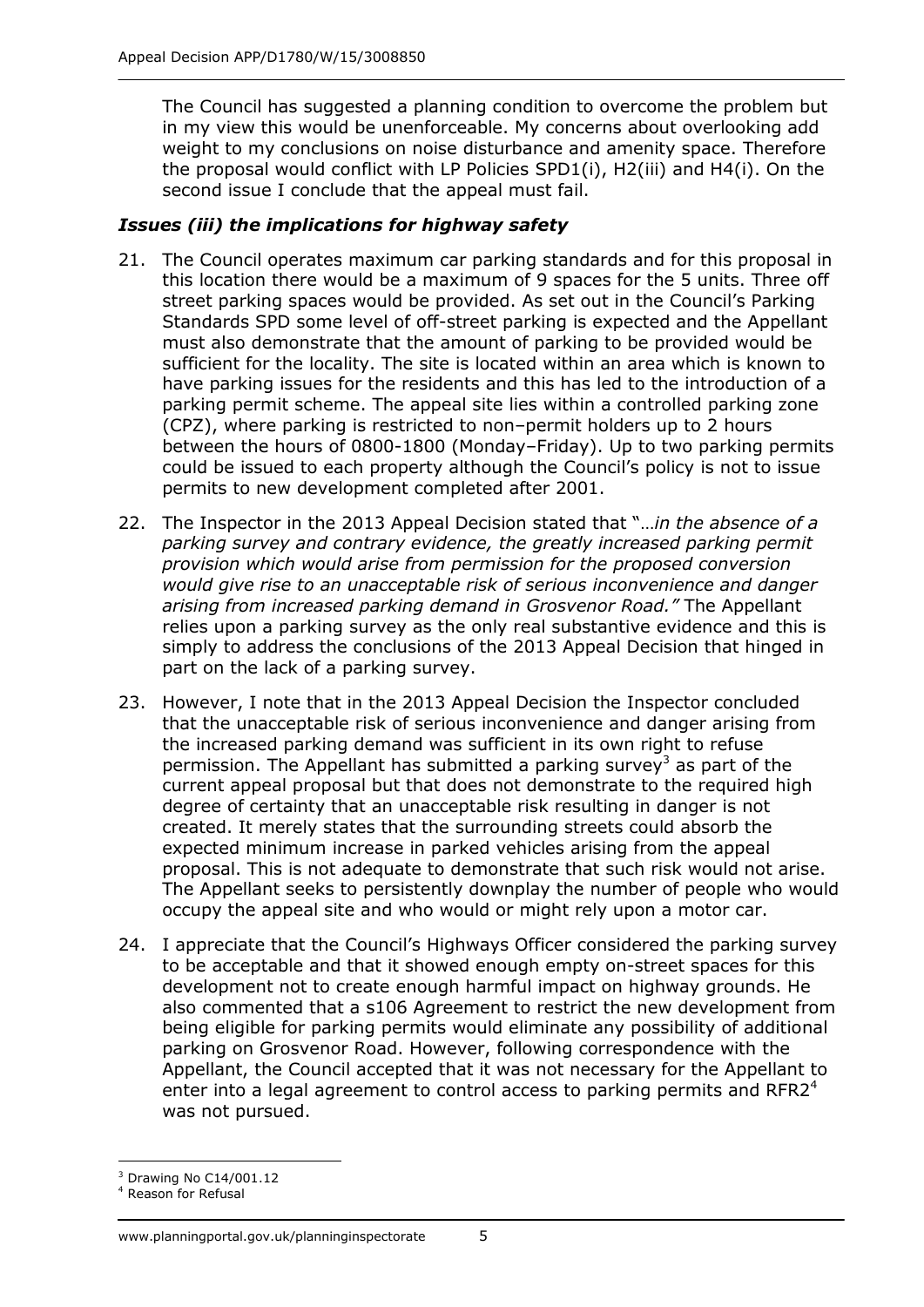The Council has suggested a planning condition to overcome the problem but in my view this would be unenforceable. My concerns about overlooking add weight to my conclusions on noise disturbance and amenity space. Therefore the proposal would conflict with LP Policies SPD1(i), H2(iii) and H4(i). On the second issue I conclude that the appeal must fail.

### *Issues (iii) the implications for highway safety*

21. The Council operates maximum car parking standards and for this proposal in this location there would be a maximum of 9 spaces for the 5 units. Three off street parking spaces would be provided. As set out in the Council's Parking Standards SPD some level of off-street parking is expected and the Appellant must also demonstrate that the amount of parking to be provided would be sufficient for the locality. The site is located within an area which is known to have parking issues for the residents and this has led to the introduction of a parking permit scheme. The appeal site lies within a controlled parking zone (CPZ), where parking is restricted to non–permit holders up to 2 hours between the hours of 0800-1800 (Monday–Friday). Up to two parking permits could be issued to each property although the Council's policy is not to issue permits to new development completed after 2001.

22. The Inspector in the 2013 Appeal Decision stated that "*…in the absence of a parking survey and contrary evidence, the greatly increased parking permit provision which would arise from permission for the proposed conversion would give rise to an unacceptable risk of serious inconvenience and danger arising from increased parking demand in Grosvenor Road."* The Appellant relies upon a parking survey as the only real substantive evidence and this is simply to address the conclusions of the 2013 Appeal Decision that hinged in part on the lack of a parking survey.

23. However, I note that in the 2013 Appeal Decision the Inspector concluded that the unacceptable risk of serious inconvenience and danger arising from the increased parking demand was sufficient in its own right to refuse permission. The Appellant has submitted a parking survey[3] as part of the current appeal proposal but that does not demonstrate to the required high degree of certainty that an unacceptable risk resulting in danger is not created. It merely states that the surrounding streets could absorb the expected minimum increase in parked vehicles arising from the appeal proposal. This is not adequate to demonstrate that such risk would not arise. The Appellant seeks to persistently downplay the number of people who would occupy the appeal site and who would or might rely upon a motor car.

24. I appreciate that the Council's Highways Officer considered the parking survey to be acceptable and that it showed enough empty on-street spaces for this development not to create enough harmful impact on highway grounds. He also commented that a s106 Agreement to restrict the new development from being eligible for parking permits would eliminate any possibility of additional parking on Grosvenor Road. However, following correspondence with the Appellant, the Council accepted that it was not necessary for the Appellant to enter into a legal agreement to control access to parking permits and RFR2[4] was not pursued.

---

[3] Drawing No C14/001.12

[4] Reason for Refusal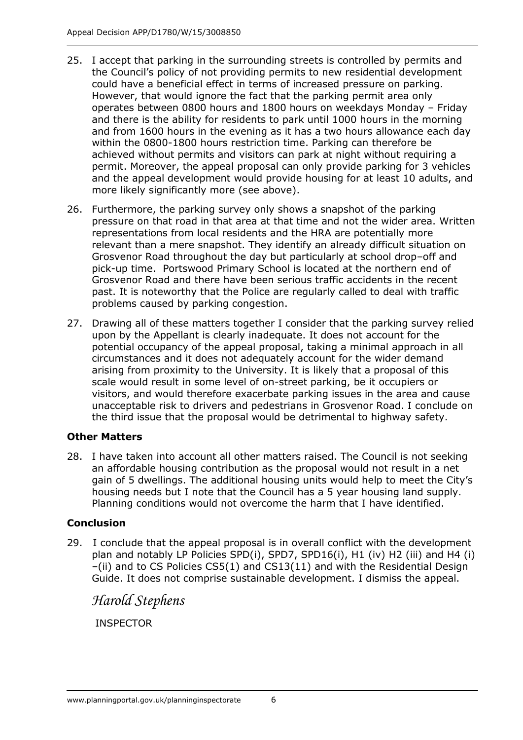25. I accept that parking in the surrounding streets is controlled by permits and the Council's policy of not providing permits to new residential development could have a beneficial effect in terms of increased pressure on parking. However, that would ignore the fact that the parking permit area only operates between 0800 hours and 1800 hours on weekdays Monday – Friday and there is the ability for residents to park until 1000 hours in the morning and from 1600 hours in the evening as it has a two hours allowance each day within the 0800-1800 hours restriction time. Parking can therefore be achieved without permits and visitors can park at night without requiring a permit. Moreover, the appeal proposal can only provide parking for 3 vehicles and the appeal development would provide housing for at least 10 adults, and more likely significantly more (see above).

26. Furthermore, the parking survey only shows a snapshot of the parking pressure on that road in that area at that time and not the wider area. Written representations from local residents and the HRA are potentially more relevant than a mere snapshot. They identify an already difficult situation on Grosvenor Road throughout the day but particularly at school drop–off and pick-up time. Portswood Primary School is located at the northern end of Grosvenor Road and there have been serious traffic accidents in the recent past. It is noteworthy that the Police are regularly called to deal with traffic problems caused by parking congestion.

27. Drawing all of these matters together I consider that the parking survey relied upon by the Appellant is clearly inadequate. It does not account for the potential occupancy of the appeal proposal, taking a minimal approach in all circumstances and it does not adequately account for the wider demand arising from proximity to the University. It is likely that a proposal of this scale would result in some level of on-street parking, be it occupiers or visitors, and would therefore exacerbate parking issues in the area and cause unacceptable risk to drivers and pedestrians in Grosvenor Road. I conclude on the third issue that the proposal would be detrimental to highway safety.

### Other Matters

28. I have taken into account all other matters raised. The Council is not seeking an affordable housing contribution as the proposal would not result in a net gain of 5 dwellings. The additional housing units would help to meet the City's housing needs but I note that the Council has a 5 year housing land supply. Planning conditions would not overcome the harm that I have identified.

### Conclusion

29. I conclude that the appeal proposal is in overall conflict with the development plan and notably LP Policies SPD(i), SPD7, SPD16(i), H1 (iv) H2 (iii) and H4 (i) –(ii) and to CS Policies CS5(1) and CS13(11) and with the Residential Design Guide. It does not comprise sustainable development. I dismiss the appeal.

*Harold Stephens*

INSPECTOR